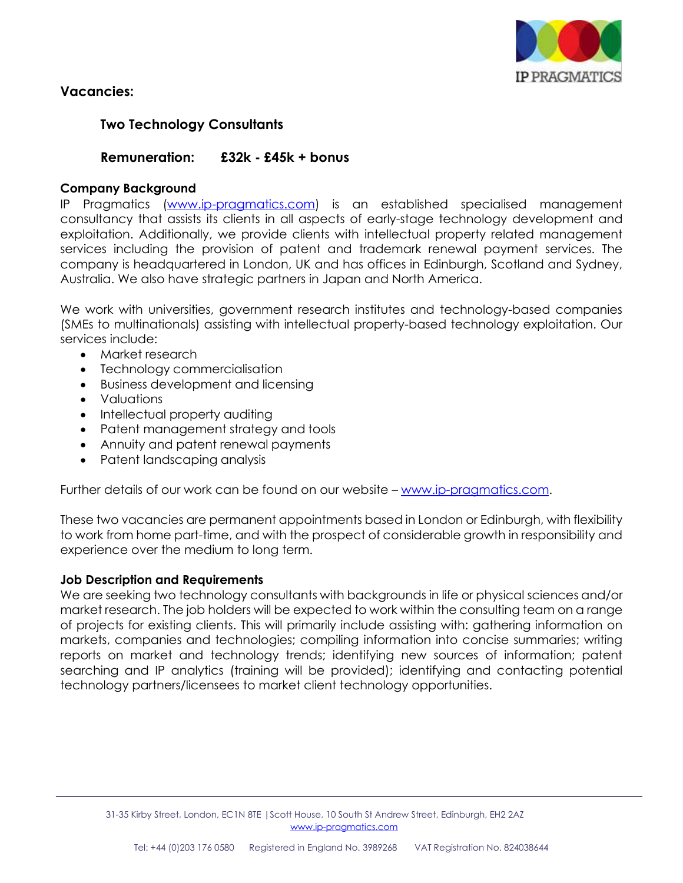## Vacancies:

### Two Technology Consultants

### Remuneration: £32k - £45k + bonus

**Company Background**

IP Pragmatics (www.ip-pragmatics.com) is an established specialised management consultancy that assists its clients in all aspects of early-stage technology development and exploitation. Additionally, we provide clients with intellectual property related management services including the provision of patent and trademark renewal payment services. The company is headquartered in London, UK and has offices in Edinburgh, Scotland and Sydney, Australia. We also have strategic partners in Japan and North America.

We work with universities, government research institutes and technology-based companies (SMEs to multinationals) assisting with intellectual property-based technology exploitation. Our services include:

- Market research
- Technology commercialisation
- Business development and licensing
- Valuations
- Intellectual property auditing
- Patent management strategy and tools
- Annuity and patent renewal payments
- Patent landscaping analysis

Further details of our work can be found on our website – www.ip-pragmatics.com.

These two vacancies are permanent appointments based in London or Edinburgh, with flexibility to work from home part-time, and with the prospect of considerable growth in responsibility and experience over the medium to long term.

**Job Description and Requirements**

We are seeking two technology consultants with backgrounds in life or physical sciences and/or market research. The job holders will be expected to work within the consulting team on a range of projects for existing clients. This will primarily include assisting with: gathering information on markets, companies and technologies; compiling information into concise summaries; writing reports on market and technology trends; identifying new sources of information; patent searching and IP analytics (training will be provided); identifying and contacting potential technology partners/licensees to market client technology opportunities.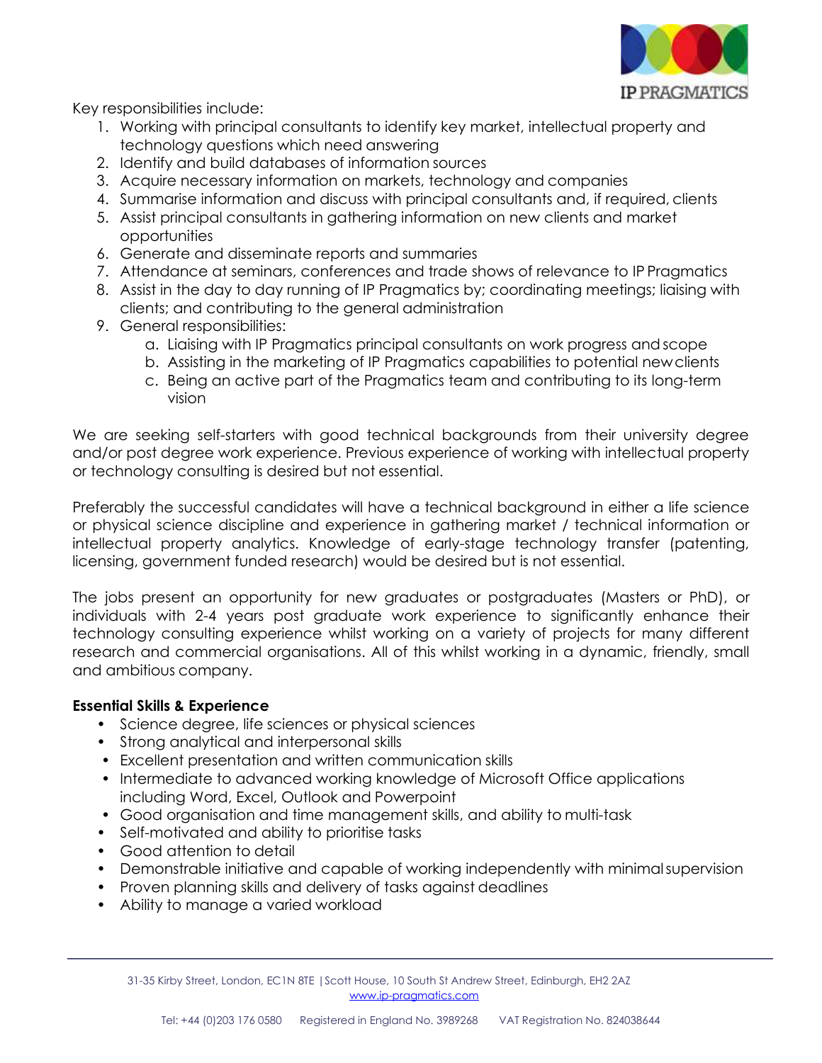Key responsibilities include:

1. Working with principal consultants to identify key market, intellectual property and technology questions which need answering
2. Identify and build databases of information sources
3. Acquire necessary information on markets, technology and companies
4. Summarise information and discuss with principal consultants and, if required, clients
5. Assist principal consultants in gathering information on new clients and market opportunities
6. Generate and disseminate reports and summaries
7. Attendance at seminars, conferences and trade shows of relevance to IP Pragmatics
8. Assist in the day to day running of IP Pragmatics by; coordinating meetings; liaising with clients; and contributing to the general administration
9. General responsibilities:
   a. Liaising with IP Pragmatics principal consultants on work progress and scope
   b. Assisting in the marketing of IP Pragmatics capabilities to potential new clients
   c. Being an active part of the Pragmatics team and contributing to its long-term vision

We are seeking self-starters with good technical backgrounds from their university degree and/or post degree work experience. Previous experience of working with intellectual property or technology consulting is desired but not essential.

Preferably the successful candidates will have a technical background in either a life science or physical science discipline and experience in gathering market / technical information or intellectual property analytics. Knowledge of early-stage technology transfer (patenting, licensing, government funded research) would be desired but is not essential.

The jobs present an opportunity for new graduates or postgraduates (Masters or PhD), or individuals with 2-4 years post graduate work experience to significantly enhance their technology consulting experience whilst working on a variety of projects for many different research and commercial organisations. All of this whilst working in a dynamic, friendly, small and ambitious company.

**Essential Skills & Experience**

- Science degree, life sciences or physical sciences
- Strong analytical and interpersonal skills
- Excellent presentation and written communication skills
- Intermediate to advanced working knowledge of Microsoft Office applications including Word, Excel, Outlook and Powerpoint
- Good organisation and time management skills, and ability to multi-task
- Self-motivated and ability to prioritise tasks
- Good attention to detail
- Demonstrable initiative and capable of working independently with minimal supervision
- Proven planning skills and delivery of tasks against deadlines
- Ability to manage a varied workload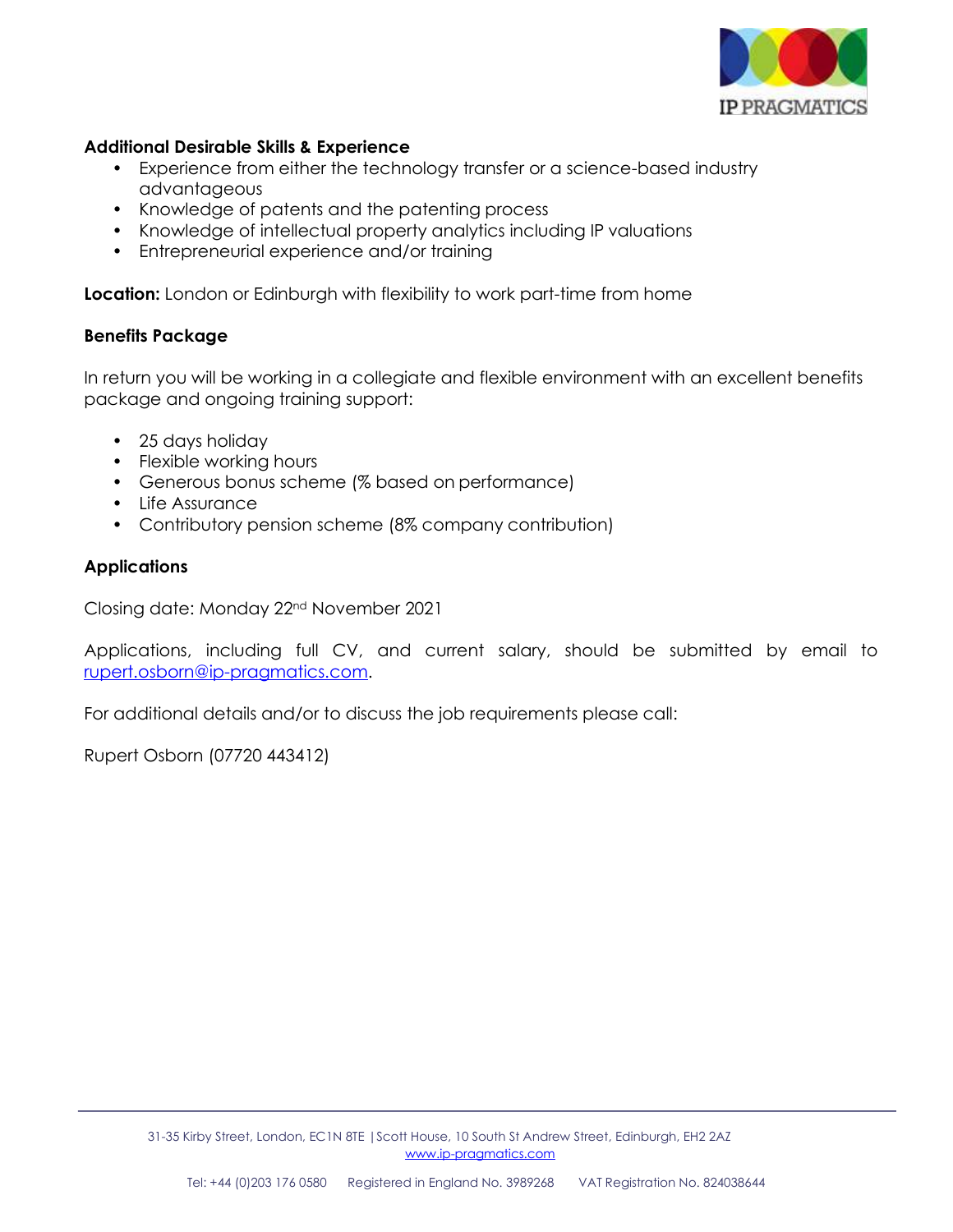**Additional Desirable Skills & Experience**

- Experience from either the technology transfer or a science-based industry advantageous
- Knowledge of patents and the patenting process
- Knowledge of intellectual property analytics including IP valuations
- Entrepreneurial experience and/or training

**Location:** London or Edinburgh with flexibility to work part-time from home

**Benefits Package**

In return you will be working in a collegiate and flexible environment with an excellent benefits package and ongoing training support:

- 25 days holiday
- Flexible working hours
- Generous bonus scheme (% based on performance)
- Life Assurance
- Contributory pension scheme (8% company contribution)

**Applications**

Closing date: Monday 22nd November 2021

Applications, including full CV, and current salary, should be submitted by email to rupert.osborn@ip-pragmatics.com.

For additional details and/or to discuss the job requirements please call:

Rupert Osborn (07720 443412)